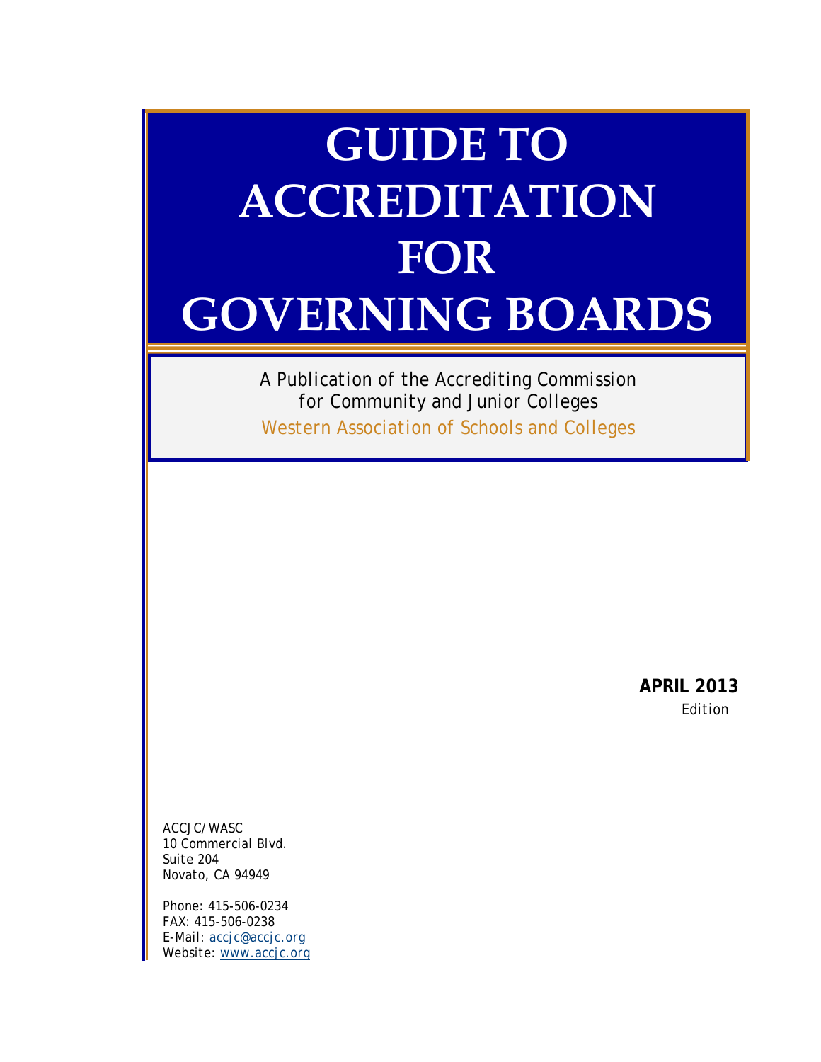# GUIDE TO ACCREDITATION FOR GOVERNING BOARDS

A Publication of the Accrediting Commission for Community and Junior Colleges

Western Association of Schools and Colleges

**APRIL 2013**
Edition

ACCJC/WASC
10 Commercial Blvd.
Suite 204
Novato, CA 94949

Phone: 415-506-0234
FAX: 415-506-0238
E-Mail: accjc@accjc.org
Website: www.accjc.org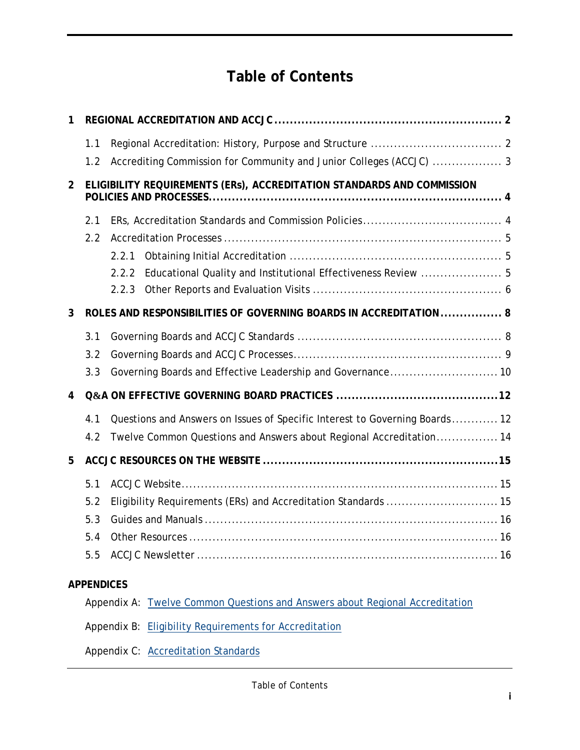# Table of Contents

**1 REGIONAL ACCREDITATION AND ACCJC .......... 2**

- 1.1 Regional Accreditation: History, Purpose and Structure .......... 2
- 1.2 Accrediting Commission for Community and Junior Colleges (ACCJC) .......... 3

**2 ELIGIBILITY REQUIREMENTS (ERs), ACCREDITATION STANDARDS AND COMMISSION POLICIES AND PROCESSES .......... 4**

- 2.1 ERs, Accreditation Standards and Commission Policies .......... 4
- 2.2 Accreditation Processes .......... 5
  - 2.2.1 Obtaining Initial Accreditation .......... 5
  - 2.2.2 Educational Quality and Institutional Effectiveness Review .......... 5
  - 2.2.3 Other Reports and Evaluation Visits .......... 6

**3 ROLES AND RESPONSIBILITIES OF GOVERNING BOARDS IN ACCREDITATION .......... 8**

- 3.1 Governing Boards and ACCJC Standards .......... 8
- 3.2 Governing Boards and ACCJC Processes .......... 9
- 3.3 Governing Boards and Effective Leadership and Governance .......... 10

**4 Q&A ON EFFECTIVE GOVERNING BOARD PRACTICES .......... 12**

- 4.1 Questions and Answers on Issues of Specific Interest to Governing Boards .......... 12
- 4.2 Twelve Common Questions and Answers about Regional Accreditation .......... 14

**5 ACCJC RESOURCES ON THE WEBSITE .......... 15**

- 5.1 ACCJC Website .......... 15
- 5.2 Eligibility Requirements (ERs) and Accreditation Standards .......... 15
- 5.3 Guides and Manuals .......... 16
- 5.4 Other Resources .......... 16
- 5.5 ACCJC Newsletter .......... 16

**APPENDICES**

- Appendix A: Twelve Common Questions and Answers about Regional Accreditation
- Appendix B: Eligibility Requirements for Accreditation
- Appendix C: Accreditation Standards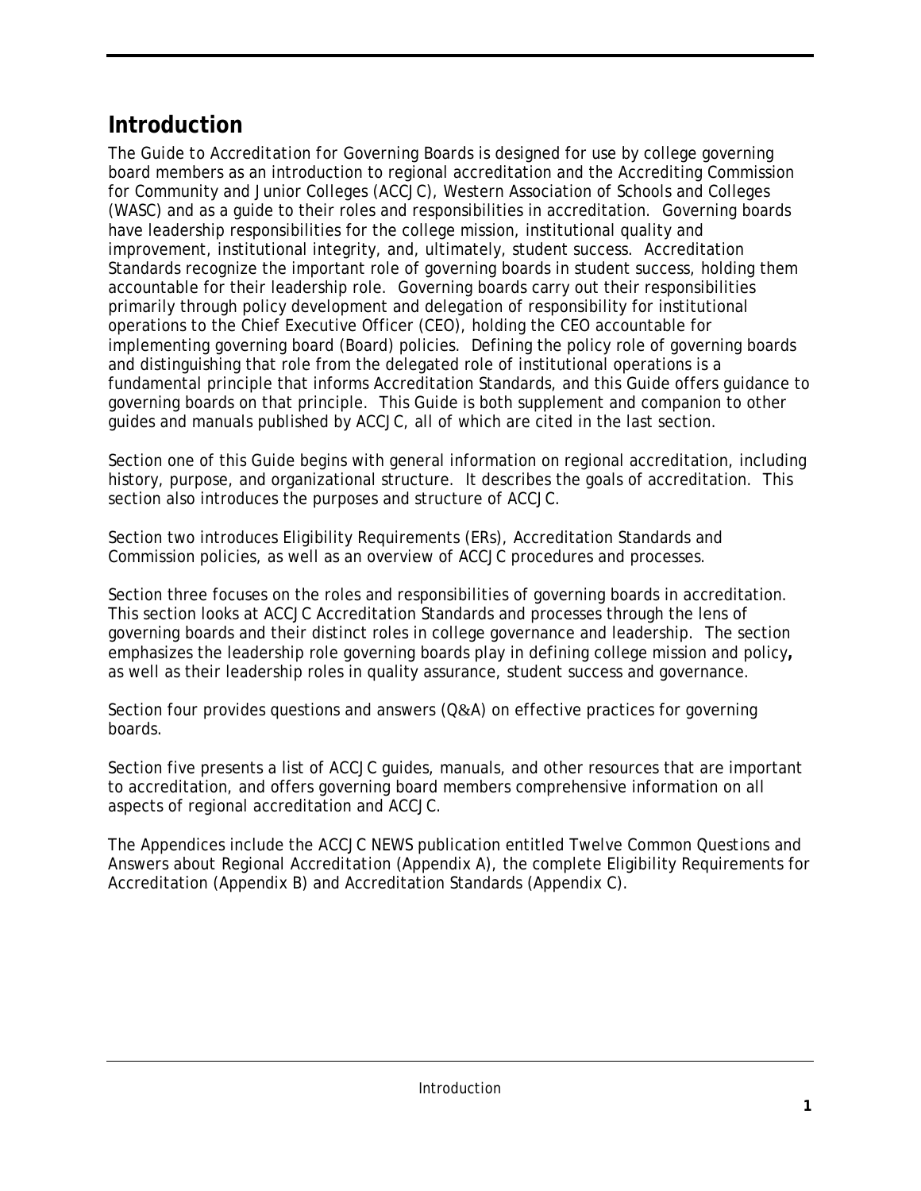## Introduction

The *Guide to Accreditation for Governing Boards* is designed for use by college governing board members as an introduction to regional accreditation and the Accrediting Commission for Community and Junior Colleges (ACCJC), Western Association of Schools and Colleges (WASC) and as a guide to their roles and responsibilities in accreditation. Governing boards have leadership responsibilities for the college mission, institutional quality and improvement, institutional integrity, and, ultimately, student success. Accreditation Standards recognize the important role of governing boards in student success, holding them accountable for their leadership role. Governing boards carry out their responsibilities primarily through policy development and delegation of responsibility for institutional operations to the Chief Executive Officer (CEO), holding the CEO accountable for implementing governing board (Board) policies. Defining the policy role of governing boards and distinguishing that role from the delegated role of institutional operations is a fundamental principle that informs Accreditation Standards, and this *Guide* offers guidance to governing boards on that principle. This *Guide* is both supplement and companion to other guides and manuals published by ACCJC, all of which are cited in the last section.

Section one of this *Guide* begins with general information on regional accreditation, including history, purpose, and organizational structure. It describes the goals of accreditation. This section also introduces the purposes and structure of ACCJC.

Section two introduces Eligibility Requirements (ERs), Accreditation Standards and Commission policies, as well as an overview of ACCJC procedures and processes.

Section three focuses on the roles and responsibilities of governing boards in accreditation. This section looks at ACCJC Accreditation Standards and processes through the lens of governing boards and their distinct roles in college governance and leadership. The section emphasizes the leadership role governing boards play in defining college mission and policy**,** as well as their leadership roles in quality assurance, student success and governance.

Section four provides questions and answers (Q&A) on effective practices for governing boards.

Section five presents a list of ACCJC guides, manuals, and other resources that are important to accreditation, and offers governing board members comprehensive information on all aspects of regional accreditation and ACCJC.

The Appendices include the ACCJC NEWS publication entitled *Twelve Common Questions and Answers about Regional Accreditation* (Appendix A), the complete Eligibility Requirements for Accreditation (Appendix B) and Accreditation Standards (Appendix C).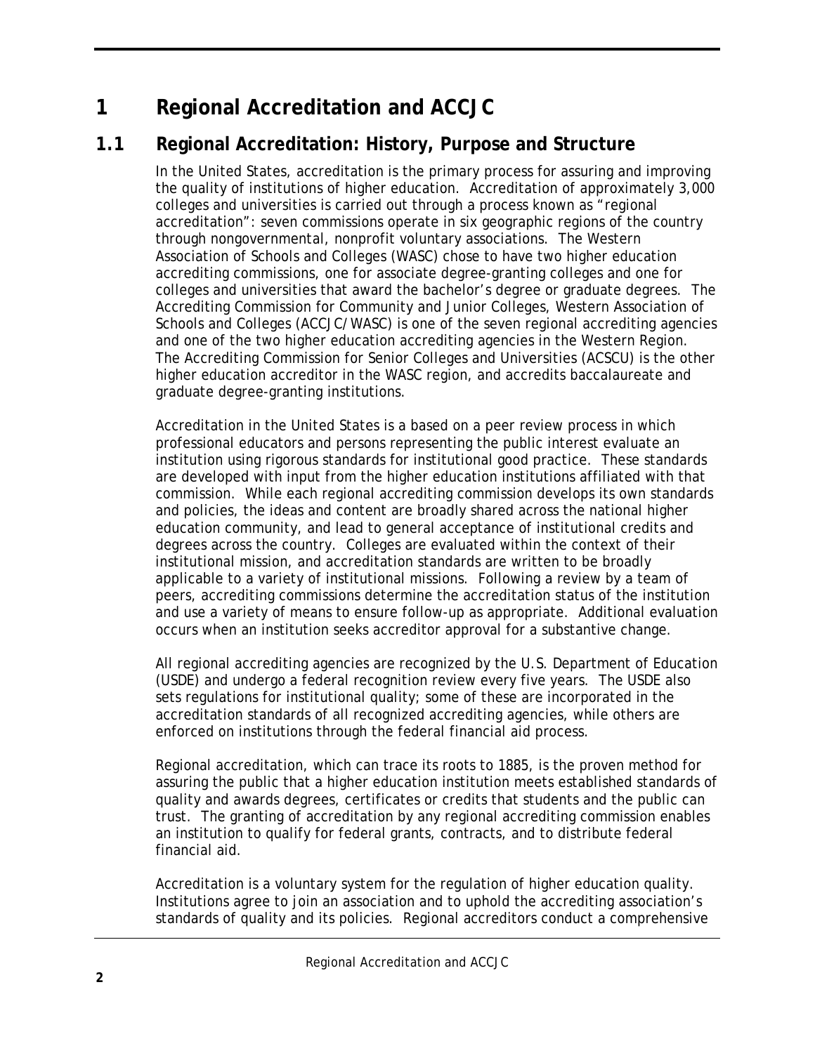# 1 Regional Accreditation and ACCJC

## 1.1 Regional Accreditation: History, Purpose and Structure

In the United States, accreditation is the primary process for assuring and improving the quality of institutions of higher education. Accreditation of approximately 3,000 colleges and universities is carried out through a process known as "regional accreditation": seven commissions operate in six geographic regions of the country through nongovernmental, nonprofit voluntary associations. The Western Association of Schools and Colleges (WASC) chose to have two higher education accrediting commissions, one for associate degree-granting colleges and one for colleges and universities that award the bachelor's degree or graduate degrees. The Accrediting Commission for Community and Junior Colleges, Western Association of Schools and Colleges (ACCJC/WASC) is one of the seven regional accrediting agencies and one of the two higher education accrediting agencies in the Western Region. The Accrediting Commission for Senior Colleges and Universities (ACSCU) is the other higher education accreditor in the WASC region, and accredits baccalaureate and graduate degree-granting institutions.

Accreditation in the United States is a based on a peer review process in which professional educators and persons representing the public interest evaluate an institution using rigorous standards for institutional good practice. These standards are developed with input from the higher education institutions affiliated with that commission. While each regional accrediting commission develops its own standards and policies, the ideas and content are broadly shared across the national higher education community, and lead to general acceptance of institutional credits and degrees across the country. Colleges are evaluated within the context of their institutional mission, and accreditation standards are written to be broadly applicable to a variety of institutional missions. Following a review by a team of peers, accrediting commissions determine the accreditation status of the institution and use a variety of means to ensure follow-up as appropriate. Additional evaluation occurs when an institution seeks accreditor approval for a substantive change.

All regional accrediting agencies are recognized by the U.S. Department of Education (USDE) and undergo a federal recognition review every five years. The USDE also sets regulations for institutional quality; some of these are incorporated in the accreditation standards of all recognized accrediting agencies, while others are enforced on institutions through the federal financial aid process.

Regional accreditation, which can trace its roots to 1885, is the proven method for assuring the public that a higher education institution meets established standards of quality and awards degrees, certificates or credits that students and the public can trust. The granting of accreditation by any regional accrediting commission enables an institution to qualify for federal grants, contracts, and to distribute federal financial aid.

Accreditation is a voluntary system for the regulation of higher education quality. Institutions agree to join an association and to uphold the accrediting association's standards of quality and its policies. Regional accreditors conduct a comprehensive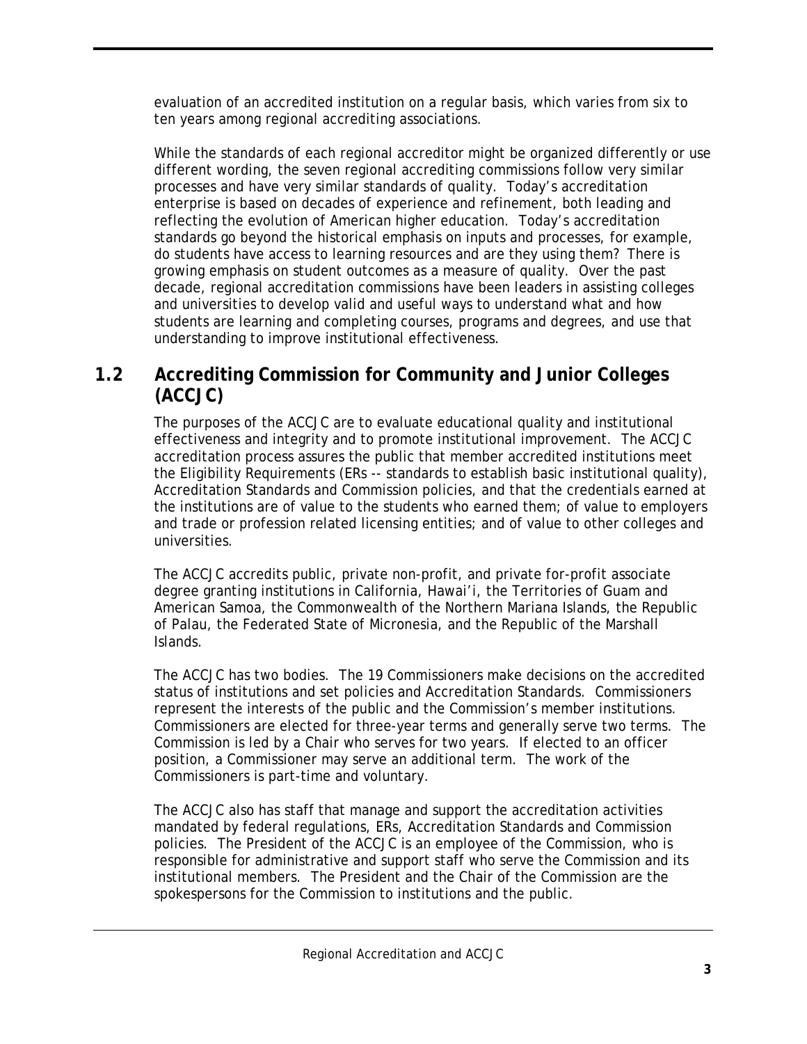evaluation of an accredited institution on a regular basis, which varies from six to ten years among regional accrediting associations.

While the standards of each regional accreditor might be organized differently or use different wording, the seven regional accrediting commissions follow very similar processes and have very similar standards of quality. Today's accreditation enterprise is based on decades of experience and refinement, both leading and reflecting the evolution of American higher education. Today's accreditation standards go beyond the historical emphasis on inputs and processes, for example, do students have access to learning resources and are they using them? There is growing emphasis on student outcomes as a measure of quality. Over the past decade, regional accreditation commissions have been leaders in assisting colleges and universities to develop valid and useful ways to understand what and how students are learning and completing courses, programs and degrees, and use that understanding to improve institutional effectiveness.

## 1.2 Accrediting Commission for Community and Junior Colleges (ACCJC)

The purposes of the ACCJC are to evaluate educational quality and institutional effectiveness and integrity and to promote institutional improvement. The ACCJC accreditation process assures the public that member accredited institutions meet the Eligibility Requirements (ERs -- standards to establish basic institutional quality), Accreditation Standards and Commission policies, and that the credentials earned at the institutions are of value to the students who earned them; of value to employers and trade or profession related licensing entities; and of value to other colleges and universities.

The ACCJC accredits public, private non-profit, and private for-profit associate degree granting institutions in California, Hawai'i, the Territories of Guam and American Samoa, the Commonwealth of the Northern Mariana Islands, the Republic of Palau, the Federated State of Micronesia, and the Republic of the Marshall Islands.

The ACCJC has two bodies. The 19 Commissioners make decisions on the accredited status of institutions and set policies and Accreditation Standards. Commissioners represent the interests of the public and the Commission's member institutions. Commissioners are elected for three-year terms and generally serve two terms. The Commission is led by a Chair who serves for two years. If elected to an officer position, a Commissioner may serve an additional term. The work of the Commissioners is part-time and voluntary.

The ACCJC also has staff that manage and support the accreditation activities mandated by federal regulations, ERs, Accreditation Standards and Commission policies. The President of the ACCJC is an employee of the Commission, who is responsible for administrative and support staff who serve the Commission and its institutional members. The President and the Chair of the Commission are the spokespersons for the Commission to institutions and the public.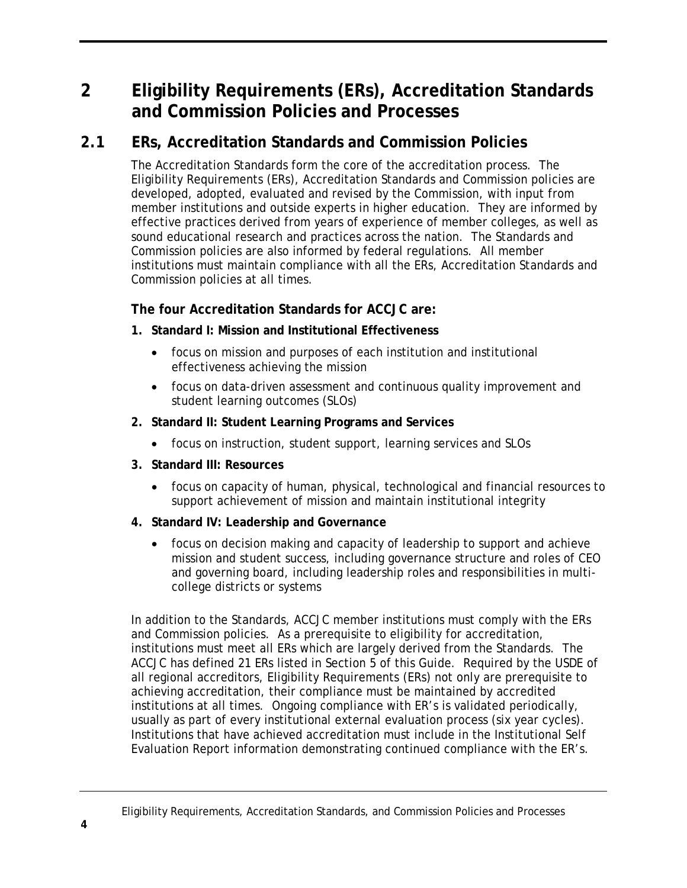# 2 Eligibility Requirements (ERs), Accreditation Standards and Commission Policies and Processes

## 2.1 ERs, Accreditation Standards and Commission Policies

The Accreditation Standards form the core of the accreditation process. The Eligibility Requirements (ERs), Accreditation Standards and Commission policies are developed, adopted, evaluated and revised by the Commission, with input from member institutions and outside experts in higher education. They are informed by effective practices derived from years of experience of member colleges, as well as sound educational research and practices across the nation. The Standards and Commission policies are also informed by federal regulations. All member institutions must maintain compliance with all the ERs, Accreditation Standards and Commission policies at all times.

**The four Accreditation Standards for ACCJC are:**

1. **Standard I: Mission and Institutional Effectiveness**
   - focus on mission and purposes of each institution and institutional effectiveness achieving the mission
   - focus on data-driven assessment and continuous quality improvement and student learning outcomes (SLOs)
2. **Standard II: Student Learning Programs and Services**
   - focus on instruction, student support, learning services and SLOs
3. **Standard III: Resources**
   - focus on capacity of human, physical, technological and financial resources to support achievement of mission and maintain institutional integrity
4. **Standard IV: Leadership and Governance**
   - focus on decision making and capacity of leadership to support and achieve mission and student success, including governance structure and roles of CEO and governing board, including leadership roles and responsibilities in multi-college districts or systems

In addition to the Standards, ACCJC member institutions must comply with the ERs and Commission policies. As a prerequisite to eligibility for accreditation, institutions must meet all ERs which are largely derived from the Standards. The ACCJC has defined 21 ERs listed in Section 5 of this Guide. Required by the USDE of all regional accreditors, Eligibility Requirements (ERs) not only are prerequisite to achieving accreditation, their compliance must be maintained by accredited institutions at all times. Ongoing compliance with ER's is validated periodically, usually as part of every institutional external evaluation process (six year cycles). Institutions that have achieved accreditation must include in the Institutional Self Evaluation Report information demonstrating continued compliance with the ER's.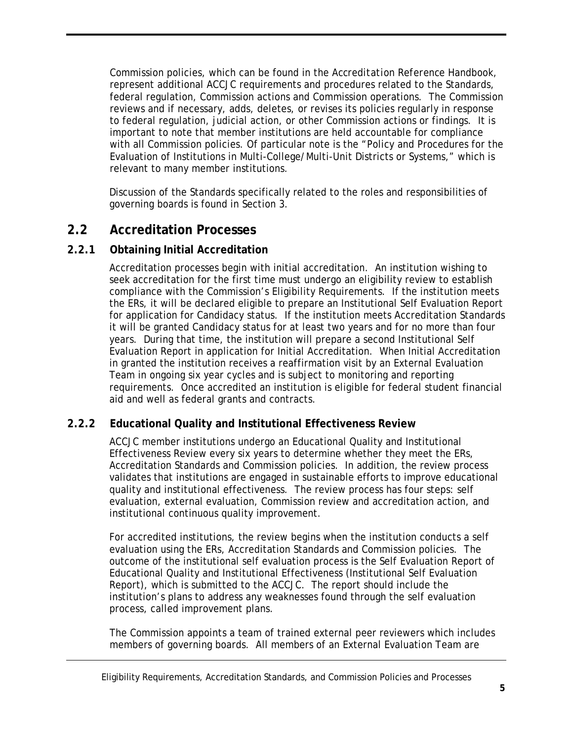Commission policies, which can be found in the *Accreditation Reference Handbook*, represent additional ACCJC requirements and procedures related to the Standards, federal regulation, Commission actions and Commission operations. The Commission reviews and if necessary, adds, deletes, or revises its policies regularly in response to federal regulation, judicial action, or other Commission actions or findings. It is important to note that member institutions are held accountable for compliance with all Commission policies. Of particular note is the "Policy and Procedures for the Evaluation of Institutions in Multi-College/Multi-Unit Districts or Systems," which is relevant to many member institutions.

Discussion of the Standards specifically related to the roles and responsibilities of governing boards is found in Section 3.

## 2.2 Accreditation Processes

### 2.2.1 Obtaining Initial Accreditation

Accreditation processes begin with initial accreditation. An institution wishing to seek accreditation for the first time must undergo an eligibility review to establish compliance with the Commission's Eligibility Requirements. If the institution meets the ERs, it will be declared eligible to prepare an Institutional Self Evaluation Report for application for Candidacy status. If the institution meets Accreditation Standards it will be granted Candidacy status for at least two years and for no more than four years. During that time, the institution will prepare a second Institutional Self Evaluation Report in application for Initial Accreditation. When Initial Accreditation in granted the institution receives a reaffirmation visit by an External Evaluation Team in ongoing six year cycles and is subject to monitoring and reporting requirements. Once accredited an institution is eligible for federal student financial aid and well as federal grants and contracts.

### 2.2.2 Educational Quality and Institutional Effectiveness Review

ACCJC member institutions undergo an Educational Quality and Institutional Effectiveness Review every six years to determine whether they meet the ERs, Accreditation Standards and Commission policies. In addition, the review process validates that institutions are engaged in sustainable efforts to improve educational quality and institutional effectiveness. The review process has four steps: self evaluation, external evaluation, Commission review and accreditation action, and institutional continuous quality improvement.

For accredited institutions, the review begins when the institution conducts a self evaluation using the ERs, Accreditation Standards and Commission policies. The outcome of the institutional self evaluation process is the Self Evaluation Report of Educational Quality and Institutional Effectiveness (Institutional Self Evaluation Report), which is submitted to the ACCJC. The report should include the institution's plans to address any weaknesses found through the self evaluation process, called improvement plans.

The Commission appoints a team of trained external peer reviewers which includes members of governing boards. All members of an External Evaluation Team are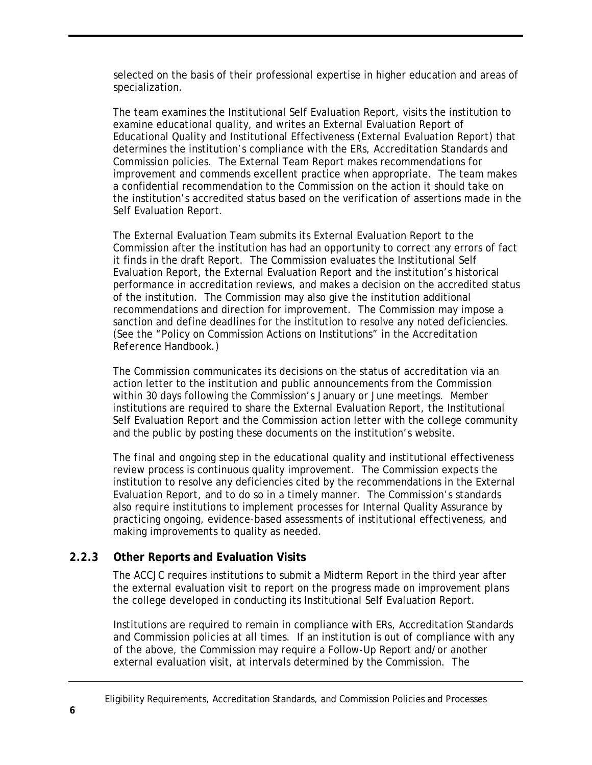selected on the basis of their professional expertise in higher education and areas of specialization.

The team examines the Institutional Self Evaluation Report, visits the institution to examine educational quality, and writes an External Evaluation Report of Educational Quality and Institutional Effectiveness (External Evaluation Report) that determines the institution's compliance with the ERs, Accreditation Standards and Commission policies. The External Team Report makes recommendations for improvement and commends excellent practice when appropriate. The team makes a confidential recommendation to the Commission on the action it should take on the institution's accredited status based on the verification of assertions made in the Self Evaluation Report.

The External Evaluation Team submits its External Evaluation Report to the Commission after the institution has had an opportunity to correct any errors of fact it finds in the draft Report. The Commission evaluates the Institutional Self Evaluation Report, the External Evaluation Report and the institution's historical performance in accreditation reviews, and makes a decision on the accredited status of the institution. The Commission may also give the institution additional recommendations and direction for improvement. The Commission may impose a sanction and define deadlines for the institution to resolve any noted deficiencies. (See the "Policy on Commission Actions on Institutions" in the *Accreditation Reference Handbook*.)

The Commission communicates its decisions on the status of accreditation via an action letter to the institution and public announcements from the Commission within 30 days following the Commission's January or June meetings. Member institutions are required to share the External Evaluation Report, the Institutional Self Evaluation Report and the Commission action letter with the college community and the public by posting these documents on the institution's website.

The final and ongoing step in the educational quality and institutional effectiveness review process is continuous quality improvement. The Commission expects the institution to resolve any deficiencies cited by the recommendations in the External Evaluation Report, and to do so in a timely manner. The Commission's standards also require institutions to implement processes for Internal Quality Assurance by practicing ongoing, evidence-based assessments of institutional effectiveness, and making improvements to quality as needed.

### 2.2.3 Other Reports and Evaluation Visits

The ACCJC requires institutions to submit a Midterm Report in the third year after the external evaluation visit to report on the progress made on improvement plans the college developed in conducting its Institutional Self Evaluation Report.

Institutions are required to remain in compliance with ERs, Accreditation Standards and Commission policies at all times. If an institution is out of compliance with any of the above, the Commission may require a Follow-Up Report and/or another external evaluation visit, at intervals determined by the Commission. The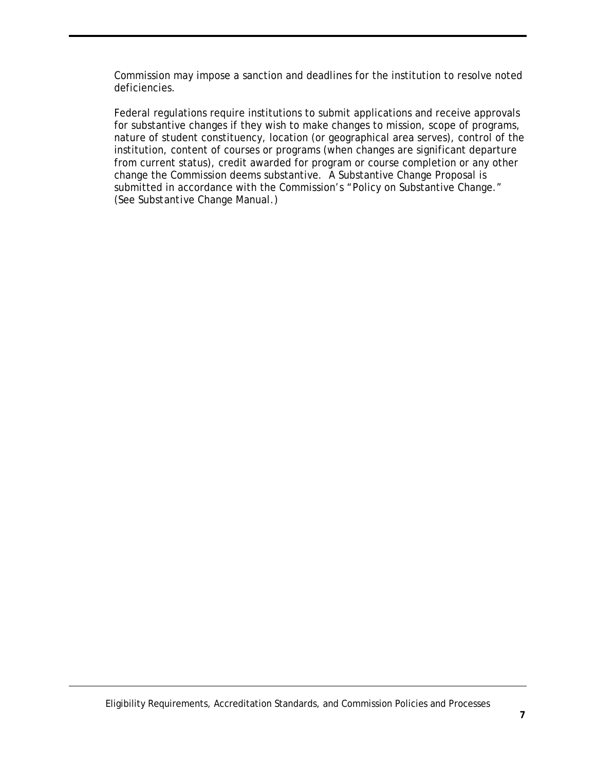Commission may impose a sanction and deadlines for the institution to resolve noted deficiencies.

Federal regulations require institutions to submit applications and receive approvals for substantive changes if they wish to make changes to mission, scope of programs, nature of student constituency, location (or geographical area serves), control of the institution, content of courses or programs (when changes are significant departure from current status), credit awarded for program or course completion or any other change the Commission deems substantive. A Substantive Change Proposal is submitted in accordance with the Commission's "Policy on Substantive Change." (See *Substantive Change Manual*.)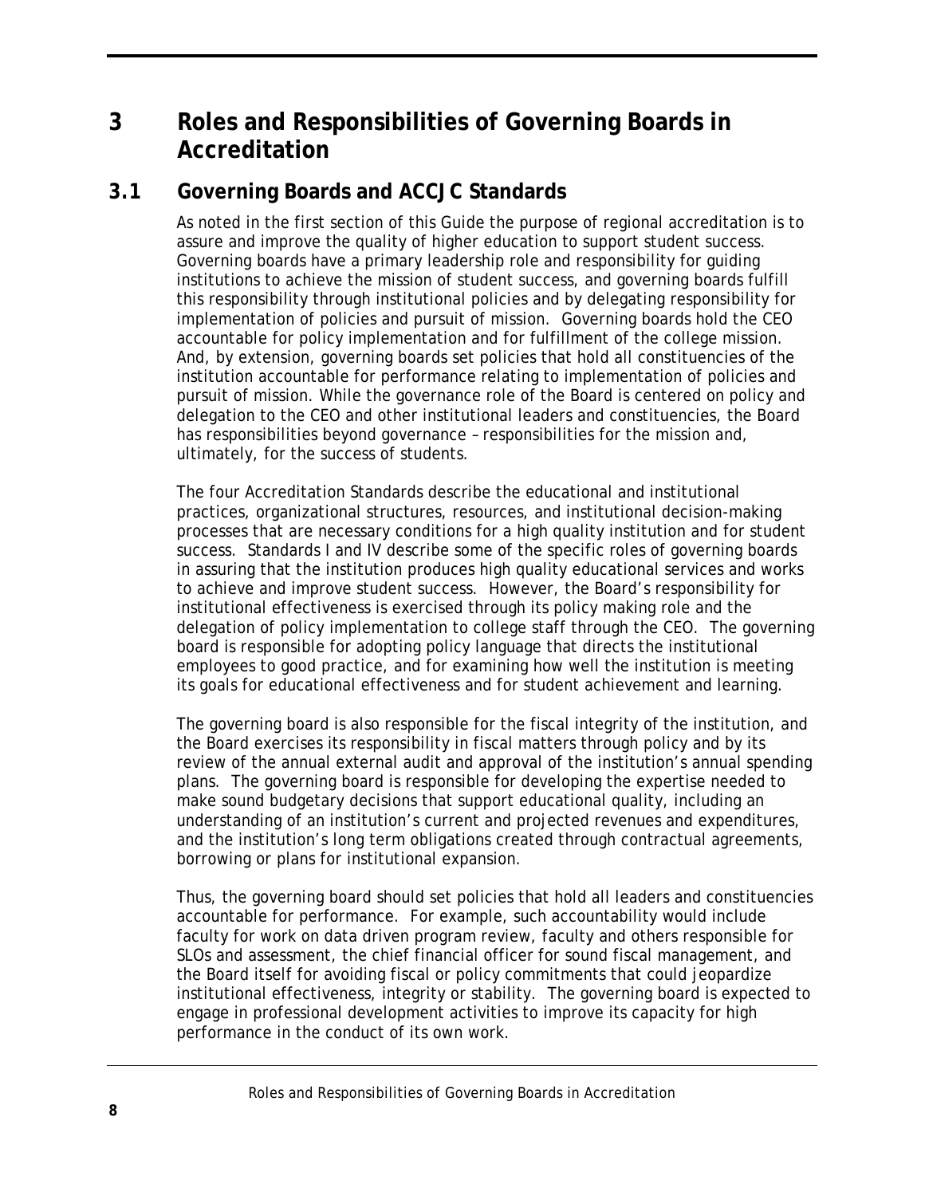# 3 Roles and Responsibilities of Governing Boards in Accreditation

## 3.1 Governing Boards and ACCJC Standards

As noted in the first section of this Guide the purpose of regional accreditation is to assure and improve the quality of higher education to support student success. Governing boards have a primary leadership role and responsibility for guiding institutions to achieve the mission of student success, and governing boards fulfill this responsibility through institutional policies and by delegating responsibility for implementation of policies and pursuit of mission. Governing boards hold the CEO accountable for policy implementation and for fulfillment of the college mission. And, by extension, governing boards set policies that hold all constituencies of the institution accountable for performance relating to implementation of policies and pursuit of mission. While the governance role of the Board is centered on policy and delegation to the CEO and other institutional leaders and constituencies, the Board has responsibilities beyond governance – responsibilities for the mission and, ultimately, for the success of students.

The four Accreditation Standards describe the educational and institutional practices, organizational structures, resources, and institutional decision-making processes that are necessary conditions for a high quality institution and for student success. Standards I and IV describe some of the specific roles of governing boards in assuring that the institution produces high quality educational services and works to achieve and improve student success. However, the Board's responsibility for institutional effectiveness is exercised through its policy making role and the delegation of policy implementation to college staff through the CEO. The governing board is responsible for adopting policy language that directs the institutional employees to good practice, and for examining how well the institution is meeting its goals for educational effectiveness and for student achievement and learning.

The governing board is also responsible for the fiscal integrity of the institution, and the Board exercises its responsibility in fiscal matters through policy and by its review of the annual external audit and approval of the institution's annual spending plans. The governing board is responsible for developing the expertise needed to make sound budgetary decisions that support educational quality, including an understanding of an institution's current and projected revenues and expenditures, and the institution's long term obligations created through contractual agreements, borrowing or plans for institutional expansion.

Thus, the governing board should set policies that hold all leaders and constituencies accountable for performance. For example, such accountability would include faculty for work on data driven program review, faculty and others responsible for SLOs and assessment, the chief financial officer for sound fiscal management, and the Board itself for avoiding fiscal or policy commitments that could jeopardize institutional effectiveness, integrity or stability. The governing board is expected to engage in professional development activities to improve its capacity for high performance in the conduct of its own work.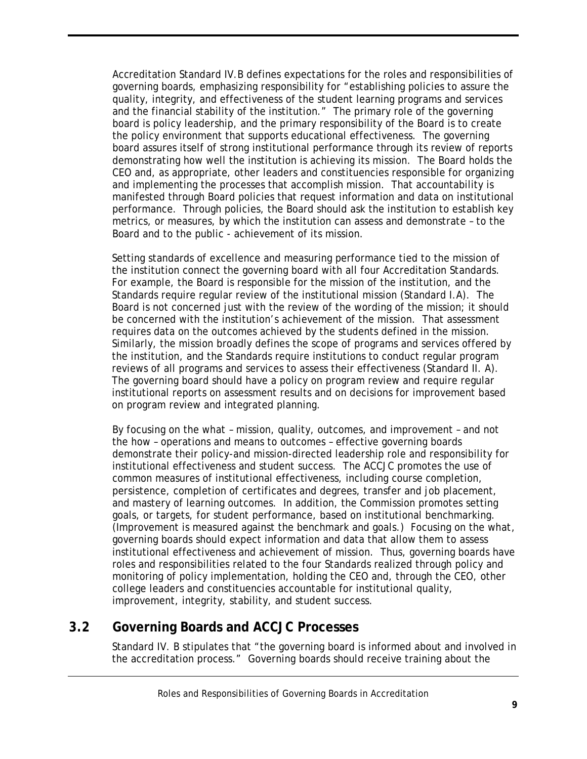Accreditation Standard IV.B defines expectations for the roles and responsibilities of governing boards, emphasizing responsibility for "establishing policies to assure the quality, integrity, and effectiveness of the student learning programs and services and the financial stability of the institution." The primary role of the governing board is policy leadership, and the primary responsibility of the Board is to create the policy environment that supports educational effectiveness. The governing board assures itself of strong institutional performance through its review of reports demonstrating how well the institution is achieving its mission. The Board holds the CEO and, as appropriate, other leaders and constituencies responsible for organizing and implementing the processes that accomplish mission. That accountability is manifested through Board policies that request information and data on institutional performance. Through policies, the Board should ask the institution to establish key metrics, or measures, by which the institution can assess and demonstrate – to the Board and to the public - achievement of its mission.

Setting standards of excellence and measuring performance tied to the mission of the institution connect the governing board with all four Accreditation Standards. For example, the Board is responsible for the mission of the institution, and the Standards require regular review of the institutional mission (Standard I.A). The Board is not concerned just with the review of the wording of the mission; it should be concerned with the institution's achievement of the mission. That assessment requires data on the outcomes achieved by the students defined in the mission. Similarly, the mission broadly defines the scope of programs and services offered by the institution, and the Standards require institutions to conduct regular program reviews of all programs and services to assess their effectiveness (Standard II. A). The governing board should have a policy on program review and require regular institutional reports on assessment results and on decisions for improvement based on program review and integrated planning.

By focusing on the what – mission, quality, outcomes, and improvement – and not the how – operations and means to outcomes – effective governing boards demonstrate their policy-and mission-directed leadership role and responsibility for institutional effectiveness and student success. The ACCJC promotes the use of common measures of institutional effectiveness, including course completion, persistence, completion of certificates and degrees, transfer and job placement, and mastery of learning outcomes. In addition, the Commission promotes setting goals, or targets, for student performance, based on institutional benchmarking. (Improvement is measured against the benchmark and goals.) Focusing on the what, governing boards should expect information and data that allow them to assess institutional effectiveness and achievement of mission. Thus, governing boards have roles and responsibilities related to the four Standards realized through policy and monitoring of policy implementation, holding the CEO and, through the CEO, other college leaders and constituencies accountable for institutional quality, improvement, integrity, stability, and student success.

## 3.2 Governing Boards and ACCJC Processes

Standard IV. B stipulates that "the governing board is informed about and involved in the accreditation process." Governing boards should receive training about the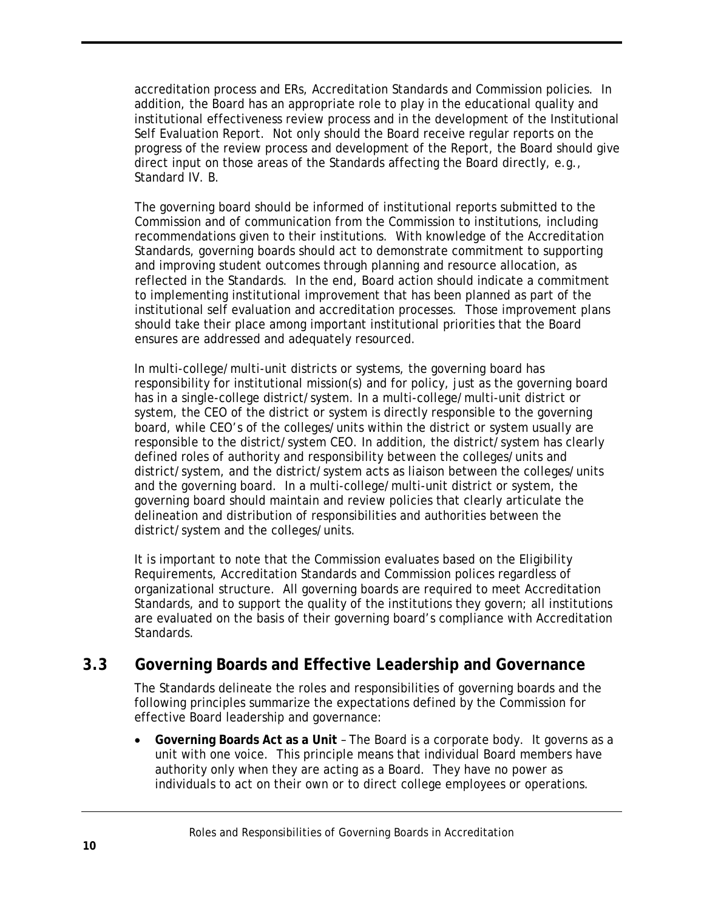accreditation process and ERs, Accreditation Standards and Commission policies. In addition, the Board has an appropriate role to play in the educational quality and institutional effectiveness review process and in the development of the Institutional Self Evaluation Report. Not only should the Board receive regular reports on the progress of the review process and development of the Report, the Board should give direct input on those areas of the Standards affecting the Board directly, e.g., Standard IV. B.

The governing board should be informed of institutional reports submitted to the Commission and of communication from the Commission to institutions, including recommendations given to their institutions. With knowledge of the Accreditation Standards, governing boards should act to demonstrate commitment to supporting and improving student outcomes through planning and resource allocation, as reflected in the Standards. In the end, Board action should indicate a commitment to implementing institutional improvement that has been planned as part of the institutional self evaluation and accreditation processes. Those improvement plans should take their place among important institutional priorities that the Board ensures are addressed and adequately resourced.

In multi-college/multi-unit districts or systems, the governing board has responsibility for institutional mission(s) and for policy, just as the governing board has in a single-college district/system. In a multi-college/multi-unit district or system, the CEO of the district or system is directly responsible to the governing board, while CEO's of the colleges/units within the district or system usually are responsible to the district/system CEO. In addition, the district/system has clearly defined roles of authority and responsibility between the colleges/units and district/system, and the district/system acts as liaison between the colleges/units and the governing board. In a multi-college/multi-unit district or system, the governing board should maintain and review policies that clearly articulate the delineation and distribution of responsibilities and authorities between the district/system and the colleges/units.

It is important to note that the Commission evaluates based on the Eligibility Requirements, Accreditation Standards and Commission polices regardless of organizational structure. All governing boards are required to meet Accreditation Standards, and to support the quality of the institutions they govern; all institutions are evaluated on the basis of their governing board's compliance with Accreditation Standards.

## 3.3 Governing Boards and Effective Leadership and Governance

The Standards delineate the roles and responsibilities of governing boards and the following principles summarize the expectations defined by the Commission for effective Board leadership and governance:

- **Governing Boards Act as a Unit** – The Board is a corporate body. It governs as a unit with one voice. This principle means that individual Board members have authority only when they are acting as a Board. They have no power as individuals to act on their own or to direct college employees or operations.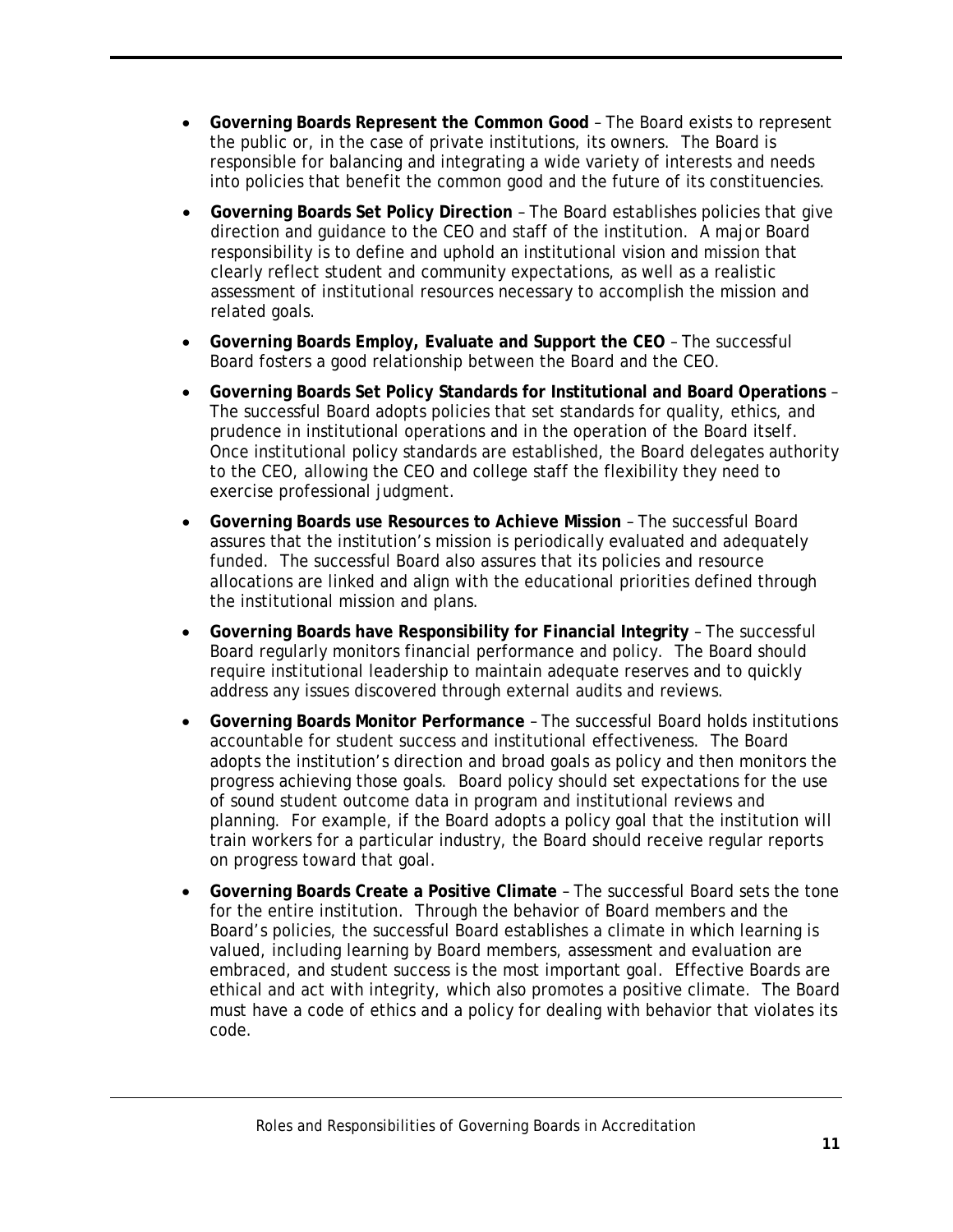- **Governing Boards Represent the Common Good** – The Board exists to represent the public or, in the case of private institutions, its owners. The Board is responsible for balancing and integrating a wide variety of interests and needs into policies that benefit the common good and the future of its constituencies.

- **Governing Boards Set Policy Direction** – The Board establishes policies that give direction and guidance to the CEO and staff of the institution. A major Board responsibility is to define and uphold an institutional vision and mission that clearly reflect student and community expectations, as well as a realistic assessment of institutional resources necessary to accomplish the mission and related goals.

- **Governing Boards Employ, Evaluate and Support the CEO** – The successful Board fosters a good relationship between the Board and the CEO.

- **Governing Boards Set Policy Standards for Institutional and Board Operations** – The successful Board adopts policies that set standards for quality, ethics, and prudence in institutional operations and in the operation of the Board itself. Once institutional policy standards are established, the Board delegates authority to the CEO, allowing the CEO and college staff the flexibility they need to exercise professional judgment.

- **Governing Boards use Resources to Achieve Mission** – The successful Board assures that the institution's mission is periodically evaluated and adequately funded. The successful Board also assures that its policies and resource allocations are linked and align with the educational priorities defined through the institutional mission and plans.

- **Governing Boards have Responsibility for Financial Integrity** – The successful Board regularly monitors financial performance and policy. The Board should require institutional leadership to maintain adequate reserves and to quickly address any issues discovered through external audits and reviews.

- **Governing Boards Monitor Performance** – The successful Board holds institutions accountable for student success and institutional effectiveness. The Board adopts the institution's direction and broad goals as policy and then monitors the progress achieving those goals. Board policy should set expectations for the use of sound student outcome data in program and institutional reviews and planning. For example, if the Board adopts a policy goal that the institution will train workers for a particular industry, the Board should receive regular reports on progress toward that goal.

- **Governing Boards Create a Positive Climate** – The successful Board sets the tone for the entire institution. Through the behavior of Board members and the Board's policies, the successful Board establishes a climate in which learning is valued, including learning by Board members, assessment and evaluation are embraced, and student success is the most important goal. Effective Boards are ethical and act with integrity, which also promotes a positive climate. The Board must have a code of ethics and a policy for dealing with behavior that violates its code.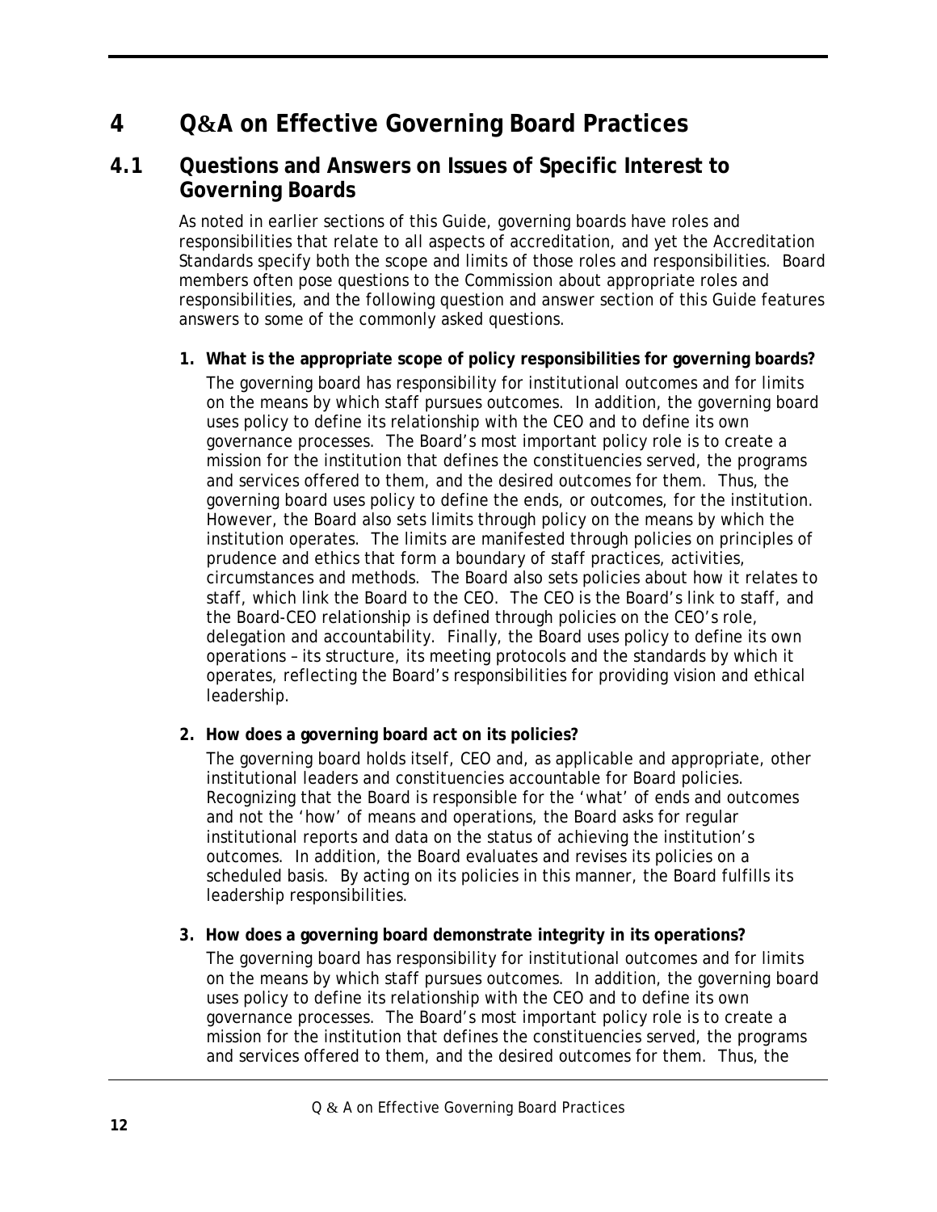# 4 Q&A on Effective Governing Board Practices

## 4.1 Questions and Answers on Issues of Specific Interest to Governing Boards

As noted in earlier sections of this Guide, governing boards have roles and responsibilities that relate to all aspects of accreditation, and yet the Accreditation Standards specify both the scope and limits of those roles and responsibilities. Board members often pose questions to the Commission about appropriate roles and responsibilities, and the following question and answer section of this Guide features answers to some of the commonly asked questions.

1. **What is the appropriate scope of policy responsibilities for governing boards?**

   The governing board has responsibility for institutional outcomes and for limits on the means by which staff pursues outcomes. In addition, the governing board uses policy to define its relationship with the CEO and to define its own governance processes. The Board's most important policy role is to create a mission for the institution that defines the constituencies served, the programs and services offered to them, and the desired outcomes for them. Thus, the governing board uses policy to define the ends, or outcomes, for the institution. However, the Board also sets limits through policy on the means by which the institution operates. The limits are manifested through policies on principles of prudence and ethics that form a boundary of staff practices, activities, circumstances and methods. The Board also sets policies about how it relates to staff, which link the Board to the CEO. The CEO is the Board's link to staff, and the Board-CEO relationship is defined through policies on the CEO's role, delegation and accountability. Finally, the Board uses policy to define its own operations – its structure, its meeting protocols and the standards by which it operates, reflecting the Board's responsibilities for providing vision and ethical leadership.

2. **How does a governing board act on its policies?**

   The governing board holds itself, CEO and, as applicable and appropriate, other institutional leaders and constituencies accountable for Board policies. Recognizing that the Board is responsible for the 'what' of ends and outcomes and not the 'how' of means and operations, the Board asks for regular institutional reports and data on the status of achieving the institution's outcomes. In addition, the Board evaluates and revises its policies on a scheduled basis. By acting on its policies in this manner, the Board fulfills its leadership responsibilities.

3. **How does a governing board demonstrate integrity in its operations?**

   The governing board has responsibility for institutional outcomes and for limits on the means by which staff pursues outcomes. In addition, the governing board uses policy to define its relationship with the CEO and to define its own governance processes. The Board's most important policy role is to create a mission for the institution that defines the constituencies served, the programs and services offered to them, and the desired outcomes for them. Thus, the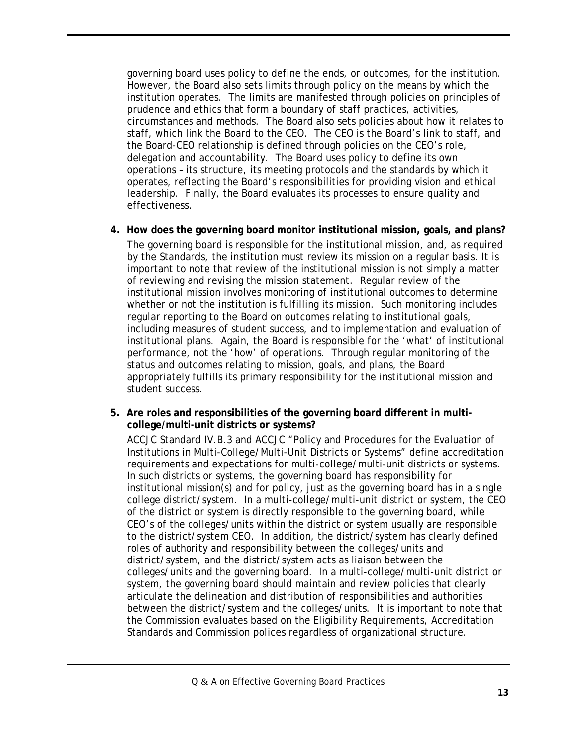governing board uses policy to define the ends, or outcomes, for the institution. However, the Board also sets limits through policy on the means by which the institution operates. The limits are manifested through policies on principles of prudence and ethics that form a boundary of staff practices, activities, circumstances and methods. The Board also sets policies about how it relates to staff, which link the Board to the CEO. The CEO is the Board's link to staff, and the Board-CEO relationship is defined through policies on the CEO's role, delegation and accountability. The Board uses policy to define its own operations – its structure, its meeting protocols and the standards by which it operates, reflecting the Board's responsibilities for providing vision and ethical leadership. Finally, the Board evaluates its processes to ensure quality and effectiveness.

**4. How does the governing board monitor institutional mission, goals, and plans?**

The governing board is responsible for the institutional mission, and, as required by the Standards, the institution must review its mission on a regular basis. It is important to note that review of the institutional mission is not simply a matter of reviewing and revising the mission statement. Regular review of the institutional mission involves monitoring of institutional outcomes to determine whether or not the institution is fulfilling its mission. Such monitoring includes regular reporting to the Board on outcomes relating to institutional goals, including measures of student success, and to implementation and evaluation of institutional plans. Again, the Board is responsible for the 'what' of institutional performance, not the 'how' of operations. Through regular monitoring of the status and outcomes relating to mission, goals, and plans, the Board appropriately fulfills its primary responsibility for the institutional mission and student success.

**5. Are roles and responsibilities of the governing board different in multi-college/multi-unit districts or systems?**

ACCJC Standard IV.B.3 and ACCJC "Policy and Procedures for the Evaluation of Institutions in Multi-College/Multi-Unit Districts or Systems" define accreditation requirements and expectations for multi-college/multi-unit districts or systems. In such districts or systems, the governing board has responsibility for institutional mission(s) and for policy, just as the governing board has in a single college district/system. In a multi-college/multi-unit district or system, the CEO of the district or system is directly responsible to the governing board, while CEO's of the colleges/units within the district or system usually are responsible to the district/system CEO. In addition, the district/system has clearly defined roles of authority and responsibility between the colleges/units and district/system, and the district/system acts as liaison between the colleges/units and the governing board. In a multi-college/multi-unit district or system, the governing board should maintain and review policies that clearly articulate the delineation and distribution of responsibilities and authorities between the district/system and the colleges/units. It is important to note that the Commission evaluates based on the Eligibility Requirements, Accreditation Standards and Commission polices regardless of organizational structure.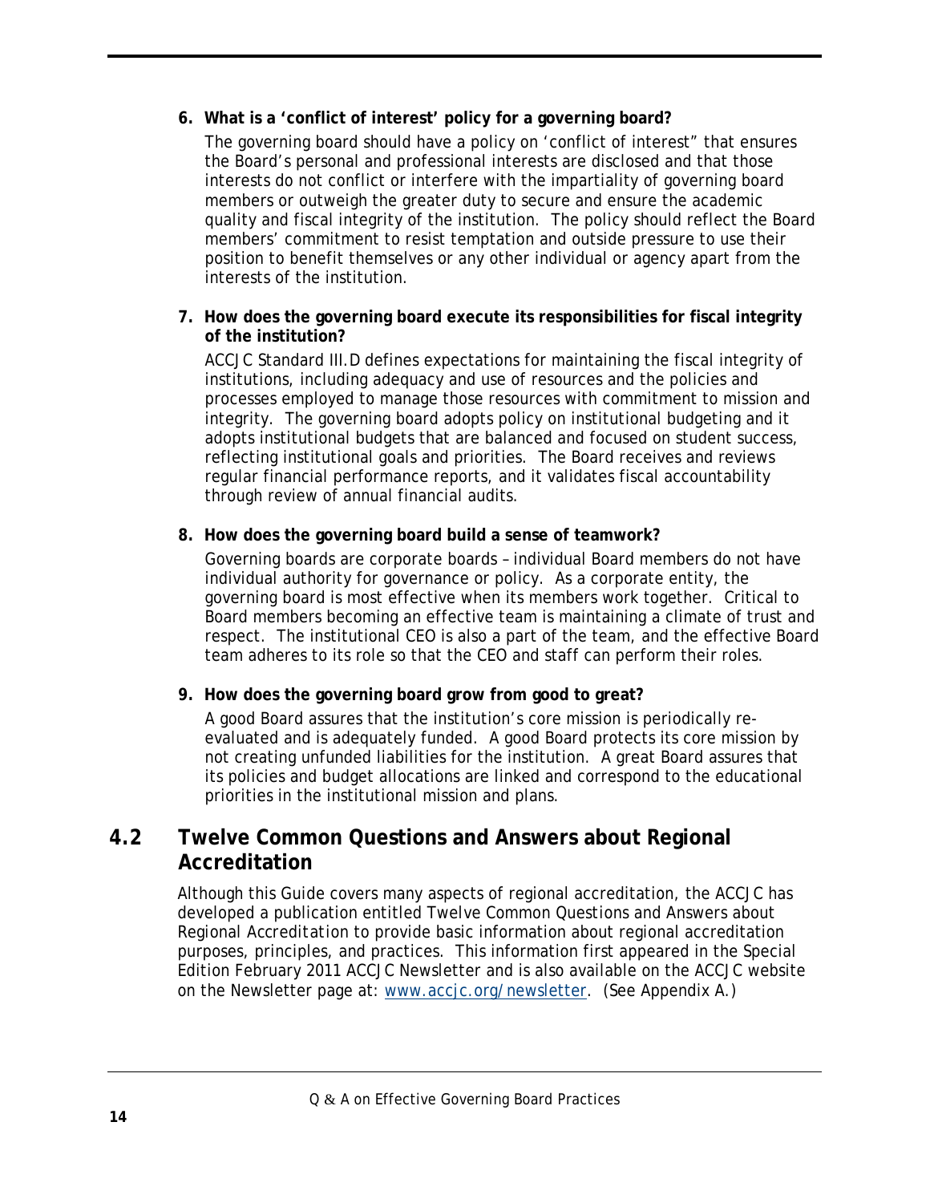6. **What is a 'conflict of interest' policy for a governing board?**

   The governing board should have a policy on 'conflict of interest" that ensures the Board's personal and professional interests are disclosed and that those interests do not conflict or interfere with the impartiality of governing board members or outweigh the greater duty to secure and ensure the academic quality and fiscal integrity of the institution. The policy should reflect the Board members' commitment to resist temptation and outside pressure to use their position to benefit themselves or any other individual or agency apart from the interests of the institution.

7. **How does the governing board execute its responsibilities for fiscal integrity of the institution?**

   ACCJC Standard III.D defines expectations for maintaining the fiscal integrity of institutions, including adequacy and use of resources and the policies and processes employed to manage those resources with commitment to mission and integrity. The governing board adopts policy on institutional budgeting and it adopts institutional budgets that are balanced and focused on student success, reflecting institutional goals and priorities. The Board receives and reviews regular financial performance reports, and it validates fiscal accountability through review of annual financial audits.

8. **How does the governing board build a sense of teamwork?**

   Governing boards are corporate boards – individual Board members do not have individual authority for governance or policy. As a corporate entity, the governing board is most effective when its members work together. Critical to Board members becoming an effective team is maintaining a climate of trust and respect. The institutional CEO is also a part of the team, and the effective Board team adheres to its role so that the CEO and staff can perform their roles.

9. **How does the governing board grow from good to great?**

   A good Board assures that the institution's core mission is periodically re-evaluated and is adequately funded. A good Board protects its core mission by not creating unfunded liabilities for the institution. A great Board assures that its policies and budget allocations are linked and correspond to the educational priorities in the institutional mission and plans.

## 4.2 Twelve Common Questions and Answers about Regional Accreditation

Although this Guide covers many aspects of regional accreditation, the ACCJC has developed a publication entitled *Twelve Common Questions and Answers about Regional Accreditation* to provide basic information about regional accreditation purposes, principles, and practices. This information first appeared in the Special Edition February 2011 ACCJC Newsletter and is also available on the ACCJC website on the Newsletter page at: www.accjc.org/newsletter. (See Appendix A.)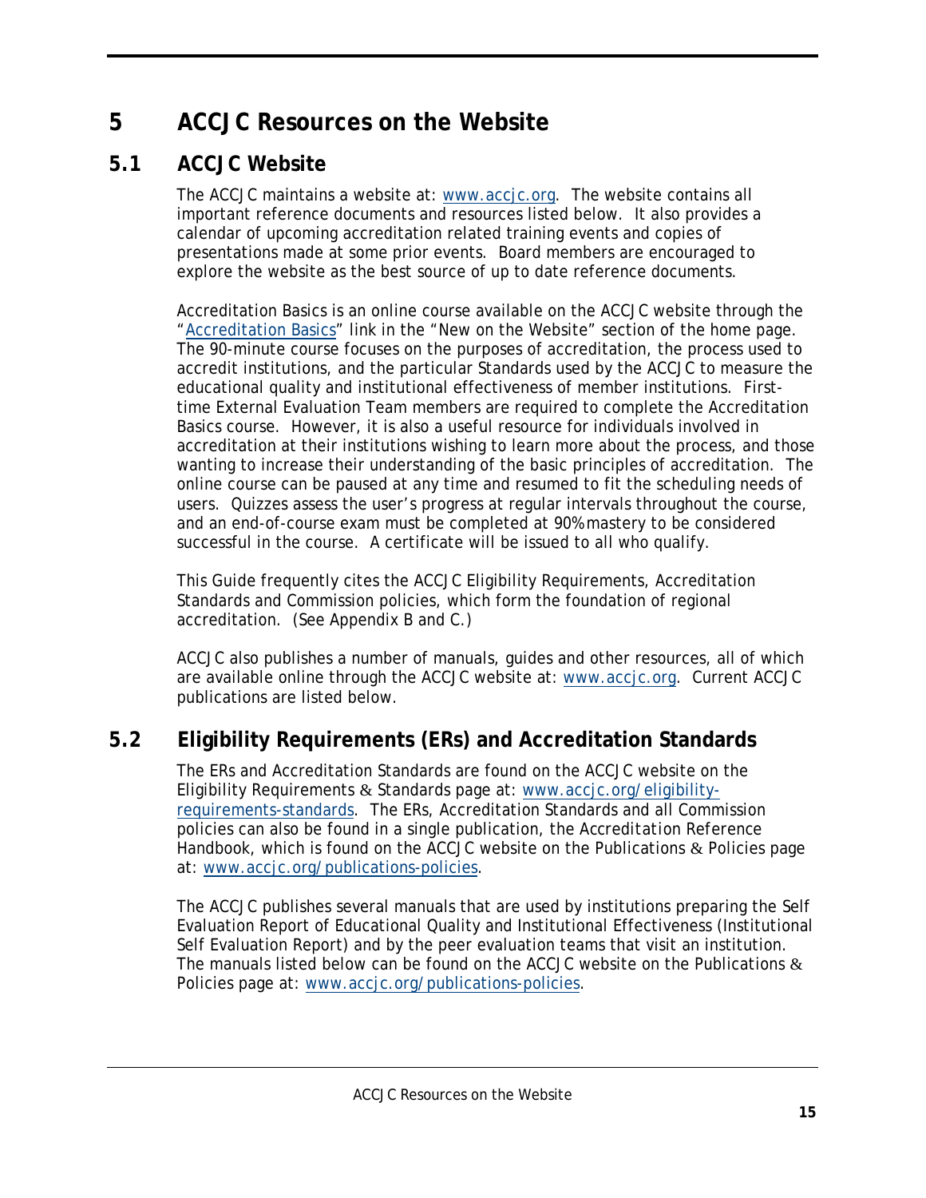# 5 ACCJC Resources on the Website

## 5.1 ACCJC Website

The ACCJC maintains a website at: www.accjc.org. The website contains all important reference documents and resources listed below. It also provides a calendar of upcoming accreditation related training events and copies of presentations made at some prior events. Board members are encouraged to explore the website as the best source of up to date reference documents.

Accreditation Basics is an online course available on the ACCJC website through the "Accreditation Basics" link in the "New on the Website" section of the home page. The 90-minute course focuses on the purposes of accreditation, the process used to accredit institutions, and the particular Standards used by the ACCJC to measure the educational quality and institutional effectiveness of member institutions. First-time External Evaluation Team members are required to complete the Accreditation Basics course. However, it is also a useful resource for individuals involved in accreditation at their institutions wishing to learn more about the process, and those wanting to increase their understanding of the basic principles of accreditation. The online course can be paused at any time and resumed to fit the scheduling needs of users. Quizzes assess the user's progress at regular intervals throughout the course, and an end-of-course exam must be completed at 90% mastery to be considered successful in the course. A certificate will be issued to all who qualify.

This Guide frequently cites the ACCJC Eligibility Requirements, Accreditation Standards and Commission policies, which form the foundation of regional accreditation. (See Appendix B and C.)

ACCJC also publishes a number of manuals, guides and other resources, all of which are available online through the ACCJC website at: www.accjc.org. Current ACCJC publications are listed below.

## 5.2 Eligibility Requirements (ERs) and Accreditation Standards

The ERs and Accreditation Standards are found on the ACCJC website on the Eligibility Requirements & Standards page at: www.accjc.org/eligibility-requirements-standards. The ERs, Accreditation Standards and all Commission policies can also be found in a single publication, the *Accreditation Reference Handbook*, which is found on the ACCJC website on the Publications & Policies page at: www.accjc.org/publications-policies.

The ACCJC publishes several manuals that are used by institutions preparing the Self Evaluation Report of Educational Quality and Institutional Effectiveness (Institutional Self Evaluation Report) and by the peer evaluation teams that visit an institution. The manuals listed below can be found on the ACCJC website on the Publications & Policies page at: www.accjc.org/publications-policies.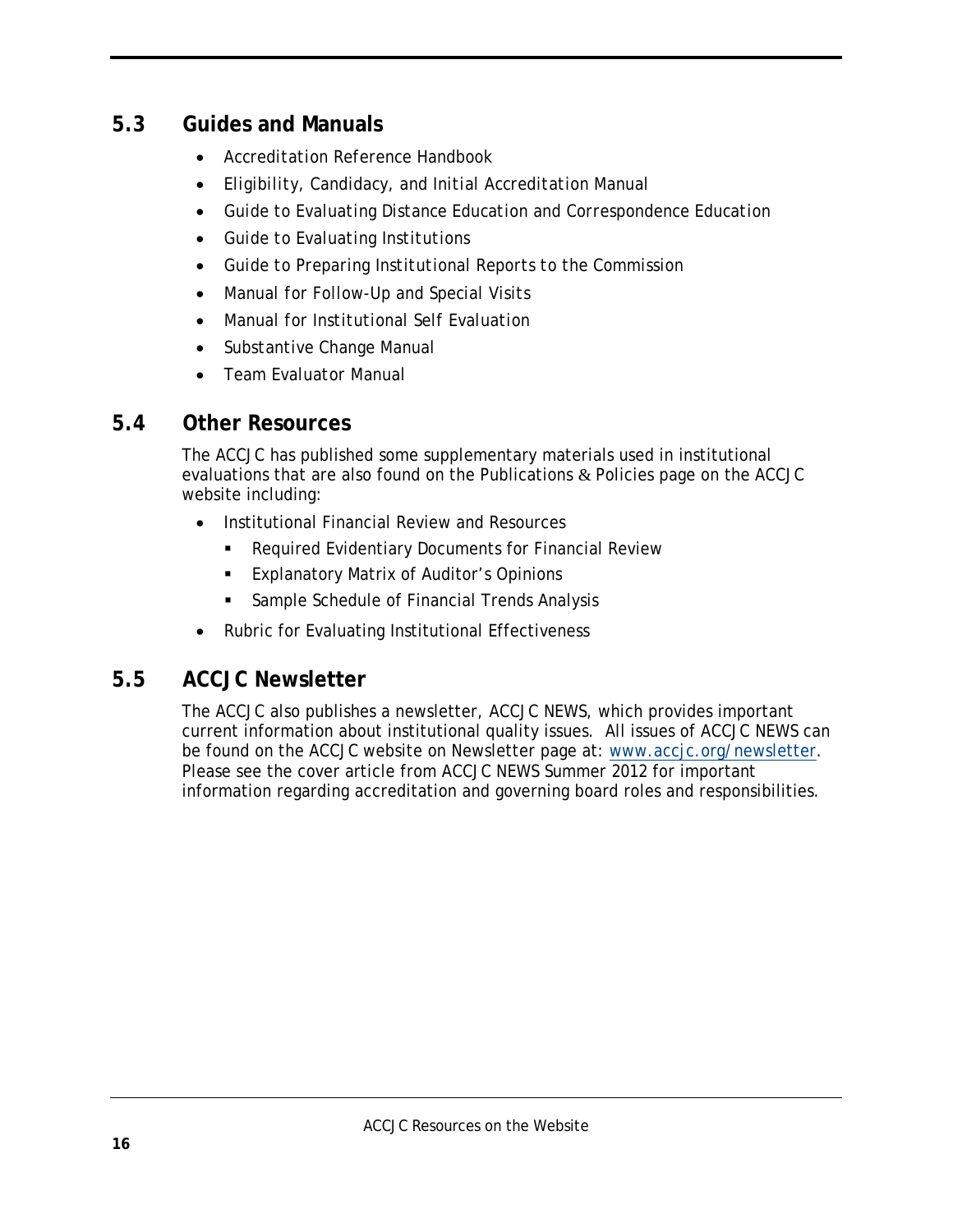## 5.3 Guides and Manuals

- Accreditation Reference Handbook
- Eligibility, Candidacy, and Initial Accreditation Manual
- Guide to Evaluating Distance Education and Correspondence Education
- Guide to Evaluating Institutions
- Guide to Preparing Institutional Reports to the Commission
- Manual for Follow-Up and Special Visits
- Manual for Institutional Self Evaluation
- Substantive Change Manual
- Team Evaluator Manual

## 5.4 Other Resources

The ACCJC has published some supplementary materials used in institutional evaluations that are also found on the Publications & Policies page on the ACCJC website including:

- Institutional Financial Review and Resources
  - Required Evidentiary Documents for Financial Review
  - Explanatory Matrix of Auditor's Opinions
  - Sample Schedule of Financial Trends Analysis
- Rubric for Evaluating Institutional Effectiveness

## 5.5 ACCJC Newsletter

The ACCJC also publishes a newsletter, ACCJC NEWS, which provides important current information about institutional quality issues. All issues of ACCJC NEWS can be found on the ACCJC website on Newsletter page at: www.accjc.org/newsletter. Please see the cover article from ACCJC NEWS Summer 2012 for important information regarding accreditation and governing board roles and responsibilities.